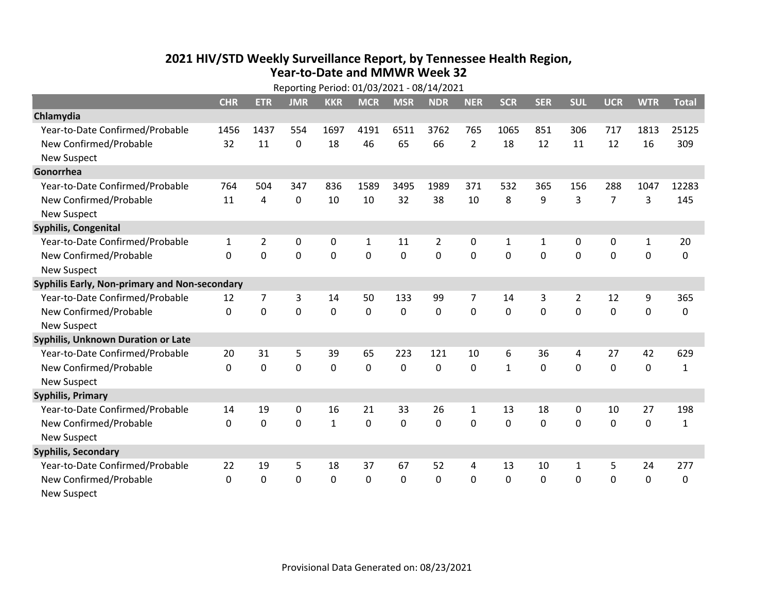# 2021 HIV/STD Weekly Surveillance Report, by Tennessee Health Region, Year-to-Date and MMWR Week 32

Reporting Period: 01/03/2021 - 08/14/2021

| | CHR | ETR | JMR | KKR | MCR | MSR | NDR | NER | SCR | SER | SUL | UCR | WTR | Total |
|---|---|---|---|---|---|---|---|---|---|---|---|---|---|---|
| **Chlamydia** | | | | | | | | | | | | | | |
| Year-to-Date Confirmed/Probable | 1456 | 1437 | 554 | 1697 | 4191 | 6511 | 3762 | 765 | 1065 | 851 | 306 | 717 | 1813 | 25125 |
| New Confirmed/Probable | 32 | 11 | 0 | 18 | 46 | 65 | 66 | 2 | 18 | 12 | 11 | 12 | 16 | 309 |
| New Suspect | | | | | | | | | | | | | | |
| **Gonorrhea** | | | | | | | | | | | | | | |
| Year-to-Date Confirmed/Probable | 764 | 504 | 347 | 836 | 1589 | 3495 | 1989 | 371 | 532 | 365 | 156 | 288 | 1047 | 12283 |
| New Confirmed/Probable | 11 | 4 | 0 | 10 | 10 | 32 | 38 | 10 | 8 | 9 | 3 | 7 | 3 | 145 |
| New Suspect | | | | | | | | | | | | | | |
| **Syphilis, Congenital** | | | | | | | | | | | | | | |
| Year-to-Date Confirmed/Probable | 1 | 2 | 0 | 0 | 1 | 11 | 2 | 0 | 1 | 1 | 0 | 0 | 1 | 20 |
| New Confirmed/Probable | 0 | 0 | 0 | 0 | 0 | 0 | 0 | 0 | 0 | 0 | 0 | 0 | 0 | 0 |
| New Suspect | | | | | | | | | | | | | | |
| **Syphilis Early, Non-primary and Non-secondary** | | | | | | | | | | | | | | |
| Year-to-Date Confirmed/Probable | 12 | 7 | 3 | 14 | 50 | 133 | 99 | 7 | 14 | 3 | 2 | 12 | 9 | 365 |
| New Confirmed/Probable | 0 | 0 | 0 | 0 | 0 | 0 | 0 | 0 | 0 | 0 | 0 | 0 | 0 | 0 |
| New Suspect | | | | | | | | | | | | | | |
| **Syphilis, Unknown Duration or Late** | | | | | | | | | | | | | | |
| Year-to-Date Confirmed/Probable | 20 | 31 | 5 | 39 | 65 | 223 | 121 | 10 | 6 | 36 | 4 | 27 | 42 | 629 |
| New Confirmed/Probable | 0 | 0 | 0 | 0 | 0 | 0 | 0 | 0 | 1 | 0 | 0 | 0 | 0 | 1 |
| New Suspect | | | | | | | | | | | | | | |
| **Syphilis, Primary** | | | | | | | | | | | | | | |
| Year-to-Date Confirmed/Probable | 14 | 19 | 0 | 16 | 21 | 33 | 26 | 1 | 13 | 18 | 0 | 10 | 27 | 198 |
| New Confirmed/Probable | 0 | 0 | 0 | 1 | 0 | 0 | 0 | 0 | 0 | 0 | 0 | 0 | 0 | 1 |
| New Suspect | | | | | | | | | | | | | | |
| **Syphilis, Secondary** | | | | | | | | | | | | | | |
| Year-to-Date Confirmed/Probable | 22 | 19 | 5 | 18 | 37 | 67 | 52 | 4 | 13 | 10 | 1 | 5 | 24 | 277 |
| New Confirmed/Probable | 0 | 0 | 0 | 0 | 0 | 0 | 0 | 0 | 0 | 0 | 0 | 0 | 0 | 0 |
| New Suspect | | | | | | | | | | | | | | |

Provisional Data Generated on: 08/23/2021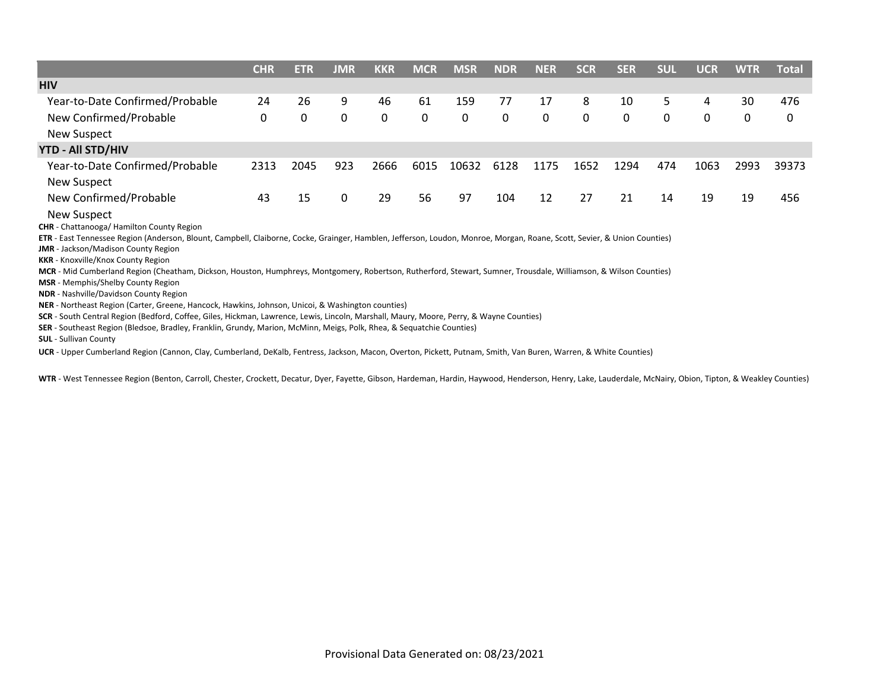| | CHR | ETR | JMR | KKR | MCR | MSR | NDR | NER | SCR | SER | SUL | UCR | WTR | Total |
|---|---|---|---|---|---|---|---|---|---|---|---|---|---|---|
| **HIV** | | | | | | | | | | | | | | |
| Year-to-Date Confirmed/Probable | 24 | 26 | 9 | 46 | 61 | 159 | 77 | 17 | 8 | 10 | 5 | 4 | 30 | 476 |
| New Confirmed/Probable | 0 | 0 | 0 | 0 | 0 | 0 | 0 | 0 | 0 | 0 | 0 | 0 | 0 | 0 |
| New Suspect | | | | | | | | | | | | | | |
| **YTD - All STD/HIV** | | | | | | | | | | | | | | |
| Year-to-Date Confirmed/Probable | 2313 | 2045 | 923 | 2666 | 6015 | 10632 | 6128 | 1175 | 1652 | 1294 | 474 | 1063 | 2993 | 39373 |
| New Suspect | | | | | | | | | | | | | | |
| New Confirmed/Probable | 43 | 15 | 0 | 29 | 56 | 97 | 104 | 12 | 27 | 21 | 14 | 19 | 19 | 456 |
| New Suspect | | | | | | | | | | | | | | |

**CHR** - Chattanooga/ Hamilton County Region

**ETR** - East Tennessee Region (Anderson, Blount, Campbell, Claiborne, Cocke, Grainger, Hamblen, Jefferson, Loudon, Monroe, Morgan, Roane, Scott, Sevier, & Union Counties)

**JMR** - Jackson/Madison County Region

**KKR** - Knoxville/Knox County Region

**MCR** - Mid Cumberland Region (Cheatham, Dickson, Houston, Humphreys, Montgomery, Robertson, Rutherford, Stewart, Sumner, Trousdale, Williamson, & Wilson Counties)

**MSR** - Memphis/Shelby County Region

**NDR** - Nashville/Davidson County Region

**NER** - Northeast Region (Carter, Greene, Hancock, Hawkins, Johnson, Unicoi, & Washington counties)

**SCR** - South Central Region (Bedford, Coffee, Giles, Hickman, Lawrence, Lewis, Lincoln, Marshall, Maury, Moore, Perry, & Wayne Counties)

**SER** - Southeast Region (Bledsoe, Bradley, Franklin, Grundy, Marion, McMinn, Meigs, Polk, Rhea, & Sequatchie Counties)

**SUL** - Sullivan County

**UCR** - Upper Cumberland Region (Cannon, Clay, Cumberland, DeKalb, Fentress, Jackson, Macon, Overton, Pickett, Putnam, Smith, Van Buren, Warren, & White Counties)

**WTR** - West Tennessee Region (Benton, Carroll, Chester, Crockett, Decatur, Dyer, Fayette, Gibson, Hardeman, Hardin, Haywood, Henderson, Henry, Lake, Lauderdale, McNairy, Obion, Tipton, & Weakley Counties)

Provisional Data Generated on: 08/23/2021